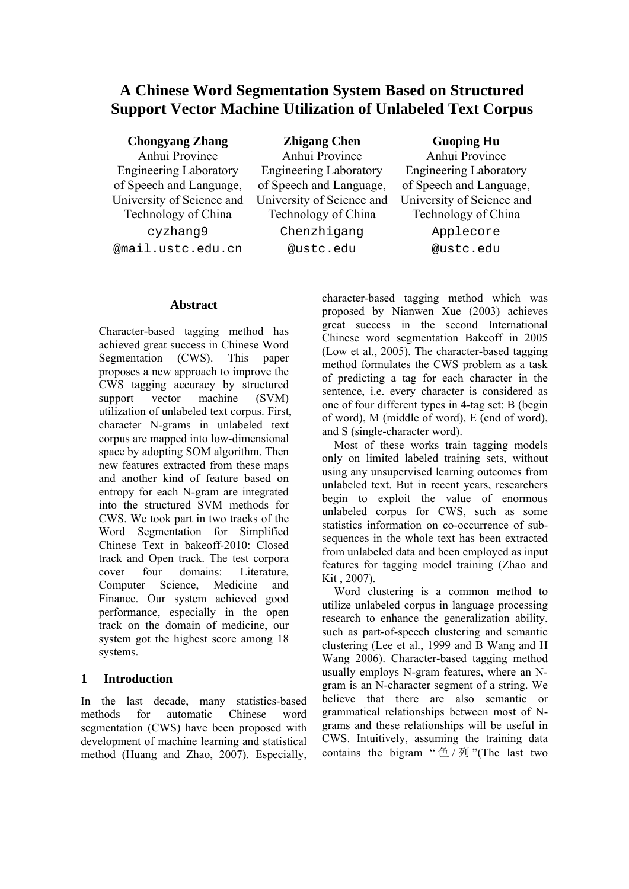# A Chinese Word Segmentation System Based on Structured Support Vector Machine Utilization of Unlabeled Text Corpus

**Chongyang Zhang**
Anhui Province Engineering Laboratory of Speech and Language, University of Science and Technology of China
cyzhang9@mail.ustc.edu.cn

**Zhigang Chen**
Anhui Province Engineering Laboratory of Speech and Language, University of Science and Technology of China
Chenzhigang@ustc.edu

**Guoping Hu**
Anhui Province Engineering Laboratory of Speech and Language, University of Science and Technology of China
Applecore@ustc.edu

## Abstract

Character-based tagging method has achieved great success in Chinese Word Segmentation (CWS). This paper proposes a new approach to improve the CWS tagging accuracy by structured support vector machine (SVM) utilization of unlabeled text corpus. First, character N-grams in unlabeled text corpus are mapped into low-dimensional space by adopting SOM algorithm. Then new features extracted from these maps and another kind of feature based on entropy for each N-gram are integrated into the structured SVM methods for CWS. We took part in two tracks of the Word Segmentation for Simplified Chinese Text in bakeoff-2010: Closed track and Open track. The test corpora cover four domains: Literature, Computer Science, Medicine and Finance. Our system achieved good performance, especially in the open track on the domain of medicine, our system got the highest score among 18 systems.

## 1 Introduction

In the last decade, many statistics-based methods for automatic Chinese word segmentation (CWS) have been proposed with development of machine learning and statistical method (Huang and Zhao, 2007). Especially, character-based tagging method which was proposed by Nianwen Xue (2003) achieves great success in the second International Chinese word segmentation Bakeoff in 2005 (Low et al., 2005). The character-based tagging method formulates the CWS problem as a task of predicting a tag for each character in the sentence, i.e. every character is considered as one of four different types in 4-tag set: B (begin of word), M (middle of word), E (end of word), and S (single-character word).

Most of these works train tagging models only on limited labeled training sets, without using any unsupervised learning outcomes from unlabeled text. But in recent years, researchers begin to exploit the value of enormous unlabeled corpus for CWS, such as some statistics information on co-occurrence of sub-sequences in the whole text has been extracted from unlabeled data and been employed as input features for tagging model training (Zhao and Kit , 2007).

Word clustering is a common method to utilize unlabeled corpus in language processing research to enhance the generalization ability, such as part-of-speech clustering and semantic clustering (Lee et al., 1999 and B Wang and H Wang 2006). Character-based tagging method usually employs N-gram features, where an N-gram is an N-character segment of a string. We believe that there are also semantic or grammatical relationships between most of N-grams and these relationships will be useful in CWS. Intuitively, assuming the training data contains the bigram "色/列"(The last two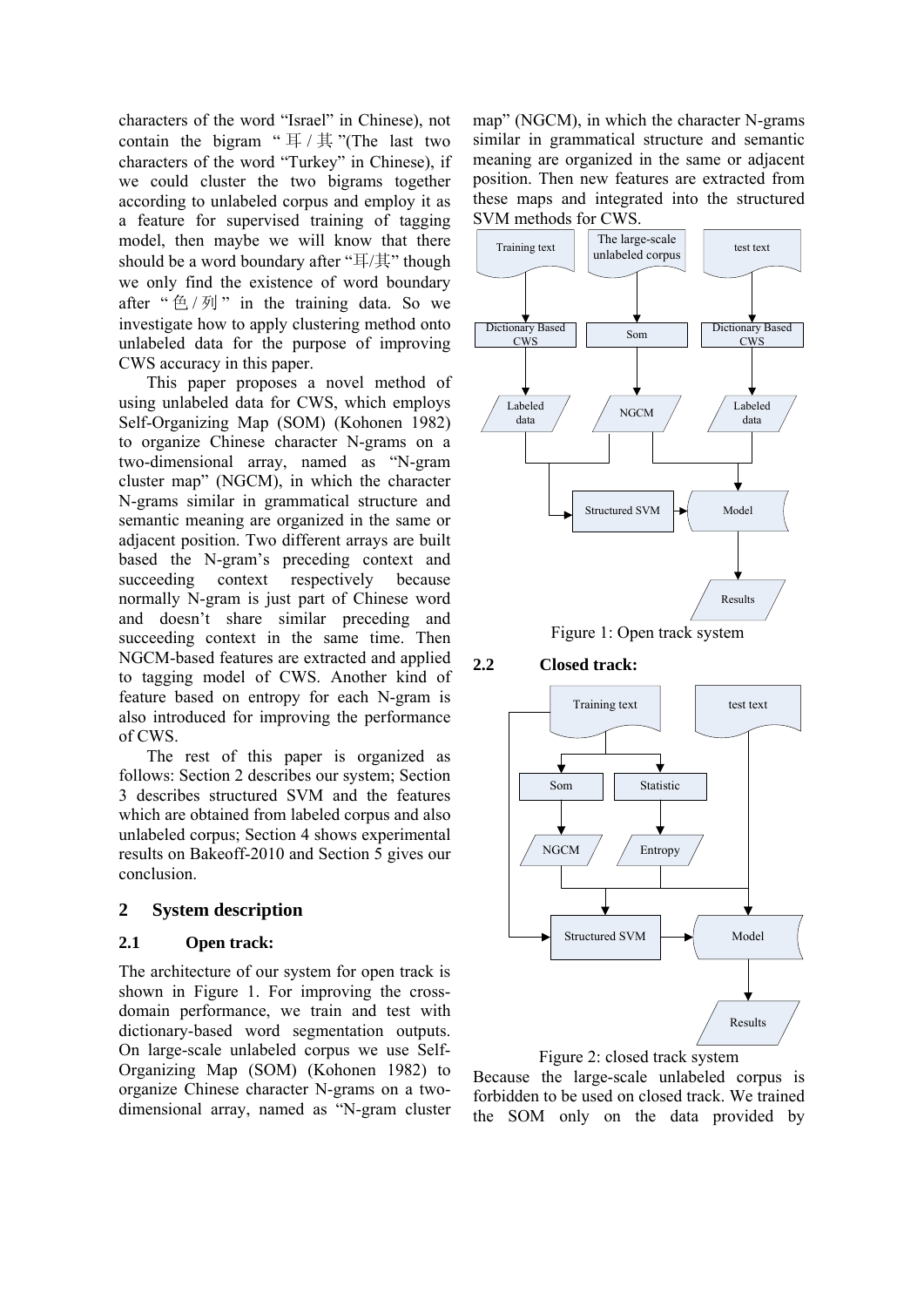characters of the word "Israel" in Chinese), not contain the bigram "耳/其"(The last two characters of the word "Turkey" in Chinese), if we could cluster the two bigrams together according to unlabeled corpus and employ it as a feature for supervised training of tagging model, then maybe we will know that there should be a word boundary after "耳/其" though we only find the existence of word boundary after "色/列" in the training data. So we investigate how to apply clustering method onto unlabeled data for the purpose of improving CWS accuracy in this paper.

This paper proposes a novel method of using unlabeled data for CWS, which employs Self-Organizing Map (SOM) (Kohonen 1982) to organize Chinese character N-grams on a two-dimensional array, named as "N-gram cluster map" (NGCM), in which the character N-grams similar in grammatical structure and semantic meaning are organized in the same or adjacent position. Two different arrays are built based the N-gram's preceding context and succeeding context respectively because normally N-gram is just part of Chinese word and doesn't share similar preceding and succeeding context in the same time. Then NGCM-based features are extracted and applied to tagging model of CWS. Another kind of feature based on entropy for each N-gram is also introduced for improving the performance of CWS.

The rest of this paper is organized as follows: Section 2 describes our system; Section 3 describes structured SVM and the features which are obtained from labeled corpus and also unlabeled corpus; Section 4 shows experimental results on Bakeoff-2010 and Section 5 gives our conclusion.

## 2 System description

### 2.1 Open track:

The architecture of our system for open track is shown in Figure 1. For improving the cross-domain performance, we train and test with dictionary-based word segmentation outputs. On large-scale unlabeled corpus we use Self-Organizing Map (SOM) (Kohonen 1982) to organize Chinese character N-grams on a two-dimensional array, named as "N-gram cluster map" (NGCM), in which the character N-grams similar in grammatical structure and semantic meaning are organized in the same or adjacent position. Then new features are extracted from these maps and integrated into the structured SVM methods for CWS.

Figure 1: Open track system

### 2.2 Closed track:

Figure 2: closed track system

Because the large-scale unlabeled corpus is forbidden to be used on closed track. We trained the SOM only on the data provided by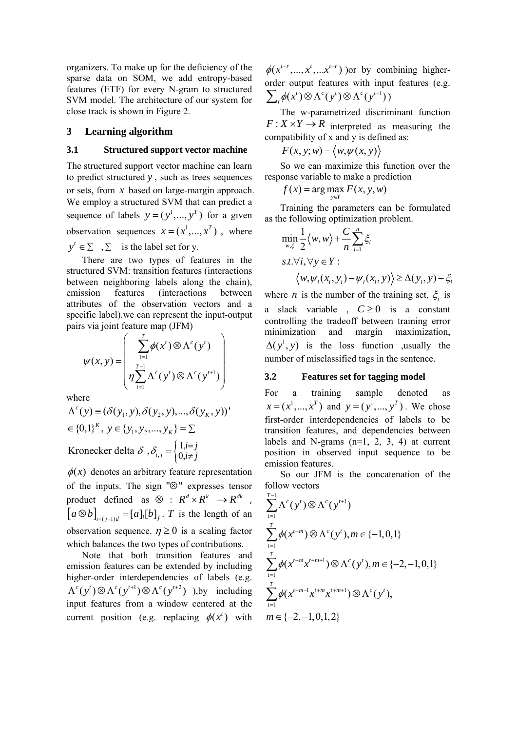organizers. To make up for the deficiency of the sparse data on SOM, we add entropy-based features (ETF) for every N-gram to structured SVM model. The architecture of our system for close track is shown in Figure 2.

## 3 Learning algorithm

### 3.1 Structured support vector machine

The structured support vector machine can learn to predict structured $y$, such as trees sequences or sets, from $x$ based on large-margin approach. We employ a structured SVM that can predict a sequence of labels $y = (y^1, ..., y^T)$ for a given observation sequences $x = (x^1, ..., x^T)$, where $y^t \in \Sigma$, $\Sigma$ is the label set for y.

There are two types of features in the structured SVM: transition features (interactions between neighboring labels along the chain), emission features (interactions between attributes of the observation vectors and a specific label).we can represent the input-output pairs via joint feature map (JFM)

$$\psi(x, y) = \begin{pmatrix} \sum_{t=1}^{T} \phi(x^t) \otimes \Lambda^c(y^t) \\ \eta \sum_{t=1}^{T-1} \Lambda^c(y^t) \otimes \Lambda^c(y^{t+1}) \end{pmatrix}$$

where

$$\Lambda^c(y) \equiv (\delta(y_1, y), \delta(y_2, y), ..., \delta(y_K, y))'$$

$$\in \{0,1\}^K, \; y \in \{y_1, y_2, ..., y_K\} = \Sigma$$

Kronecker delta $\delta$, $\delta_{i,j} = \begin{cases} 1, i = j \\ 0, i \neq j \end{cases}$

$\phi(x)$ denotes an arbitrary feature representation of the inputs. The sign "$\otimes$" expresses tensor product defined as $\otimes$ : $R^d \times R^k \rightarrow R^{dk}$, $[a \otimes b]_{i+(j-1)d} = [a]_i [b]_j$. $T$ is the length of an observation sequence. $\eta \geq 0$ is a scaling factor which balances the two types of contributions.

Note that both transition features and emission features can be extended by including higher-order interdependencies of labels (e.g. $\Lambda^c(y^t) \otimes \Lambda^c(y^{t+1}) \otimes \Lambda^c(y^{t+2})$ ),by including input features from a window centered at the current position (e.g. replacing $\phi(x^t)$ with $\phi(x^{t-r}, ..., x^t, ...x^{t+r})$ )or by combining higher-order output features with input features (e.g. $\sum_t \phi(x^t) \otimes \Lambda^c(y^t) \otimes \Lambda^c(y^{t+1})$ )

The w-parametrized discriminant function $F : X \times Y \rightarrow R$ interpreted as measuring the compatibility of x and y is defined as:

$$F(x, y; w) = \langle w, \psi(x, y) \rangle$$

So we can maximize this function over the response variable to make a prediction

$$f(x) = \arg\max_{y \in Y} F(x, y, w)$$

Training the parameters can be formulated as the following optimization problem.

$$\min_{w, \xi} \frac{1}{2} \langle w, w \rangle + \frac{C}{n} \sum_{i=1}^{n} \xi_i$$

$$s.t. \forall i, \forall y \in Y:$$

$$\langle w, \psi_i(x_i, y_i) - \psi_i(x_i, y) \rangle \geq \Delta(y_i, y) - \xi_i$$

where $n$ is the number of the training set, $\xi_i$ is a slack variable , $C \geq 0$ is a constant controlling the tradeoff between training error minimization and margin maximization, $\Delta(y^1, y)$ is the loss function ,usually the number of misclassified tags in the sentence.

### 3.2 Features set for tagging model

For a training sample denoted as $x = (x^1, ..., x^T)$ and $y = (y^1, ..., y^T)$. We chose first-order interdependencies of labels to be transition features, and dependencies between labels and N-grams (n=1, 2, 3, 4) at current position in observed input sequence to be emission features.

So our JFM is the concatenation of the follow vectors

$$\sum_{t=1}^{T-1} \Lambda^c(y^t) \otimes \Lambda^c(y^{t+1})$$

$$\sum_{t=1}^{T} \phi(x^{t+m}) \otimes \Lambda^c(y^t), m \in \{-1, 0, 1\}$$

$$\sum_{t=1}^{T} \phi(x^{t+m} x^{t+m+1}) \otimes \Lambda^c(y^t), m \in \{-2, -1, 0, 1\}$$

$$\sum_{t=1}^{T} \phi(x^{t+m-1} x^{t+m} x^{t+m+1}) \otimes \Lambda^c(y^t),$$

$$m \in \{-2, -1, 0, 1, 2\}$$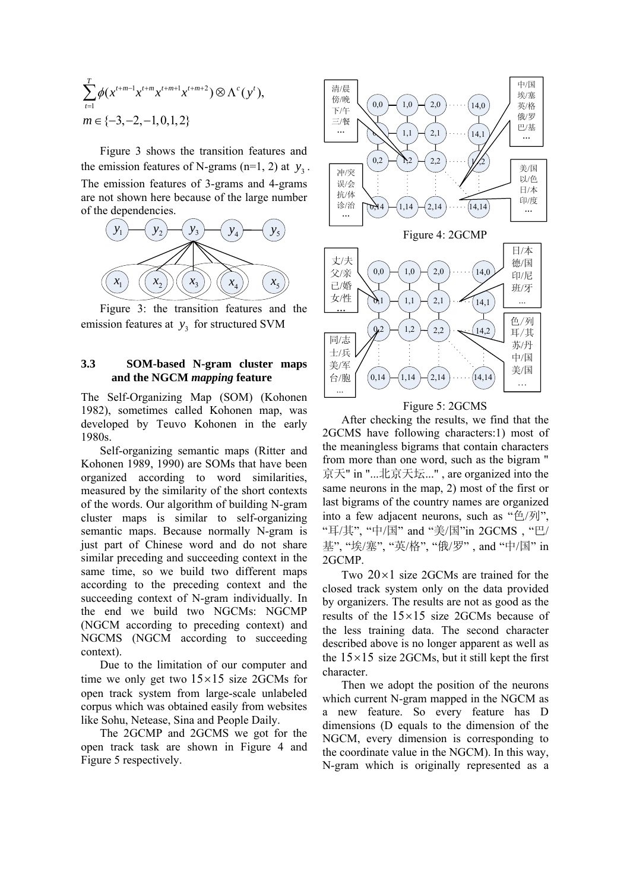$$\sum_{t=1}^{T} \phi(x^{t+m-1} x^{t+m} x^{t+m+1} x^{t+m+2}) \otimes \Lambda^{c}(y^{t}),$$

$$m \in \{-3, -2, -1, 0, 1, 2\}$$

Figure 3 shows the transition features and the emission features of N-grams (n=1, 2) at $y_3$. The emission features of 3-grams and 4-grams are not shown here because of the large number of the dependencies.

Figure 3: the transition features and the emission features at $y_3$ for structured SVM

### 3.3 SOM-based N-gram cluster maps and the NGCM *mapping* feature

The Self-Organizing Map (SOM) (Kohonen 1982), sometimes called Kohonen map, was developed by Teuvo Kohonen in the early 1980s.

Self-organizing semantic maps (Ritter and Kohonen 1989, 1990) are SOMs that have been organized according to word similarities, measured by the similarity of the short contexts of the words. Our algorithm of building N-gram cluster maps is similar to self-organizing semantic maps. Because normally N-gram is just part of Chinese word and do not share similar preceding and succeeding context in the same time, so we build two different maps according to the preceding context and the succeeding context of N-gram individually. In the end we build two NGCMs: NGCMP (NGCM according to preceding context) and NGCMS (NGCM according to succeeding context).

Due to the limitation of our computer and time we only get two $15 \times 15$ size 2GCMs for open track system from large-scale unlabeled corpus which was obtained easily from websites like Sohu, Netease, Sina and People Daily.

The 2GCMP and 2GCMS we got for the open track task are shown in Figure 4 and Figure 5 respectively.

Figure 4: 2GCMP

Figure 5: 2GCMS

After checking the results, we find that the 2GCMS have following characters:1) most of the meaningless bigrams that contain characters from more than one word, such as the bigram "京天" in "...北京天坛..." , are organized into the same neurons in the map, 2) most of the first or last bigrams of the country names are organized into a few adjacent neurons, such as "色/列", "耳/其", "中/国" and "美/国"in 2GCMS , "巴/基", "埃/塞", "英/格", "俄/罗" , and "中/国" in 2GCMP.

Two $20 \times 1$ size 2GCMs are trained for the closed track system only on the data provided by organizers. The results are not as good as the results of the $15 \times 15$ size 2GCMs because of the less training data. The second character described above is no longer apparent as well as the $15 \times 15$ size 2GCMs, but it still kept the first character.

Then we adopt the position of the neurons which current N-gram mapped in the NGCM as a new feature. So every feature has D dimensions (D equals to the dimension of the NGCM, every dimension is corresponding to the coordinate value in the NGCM). In this way, N-gram which is originally represented as a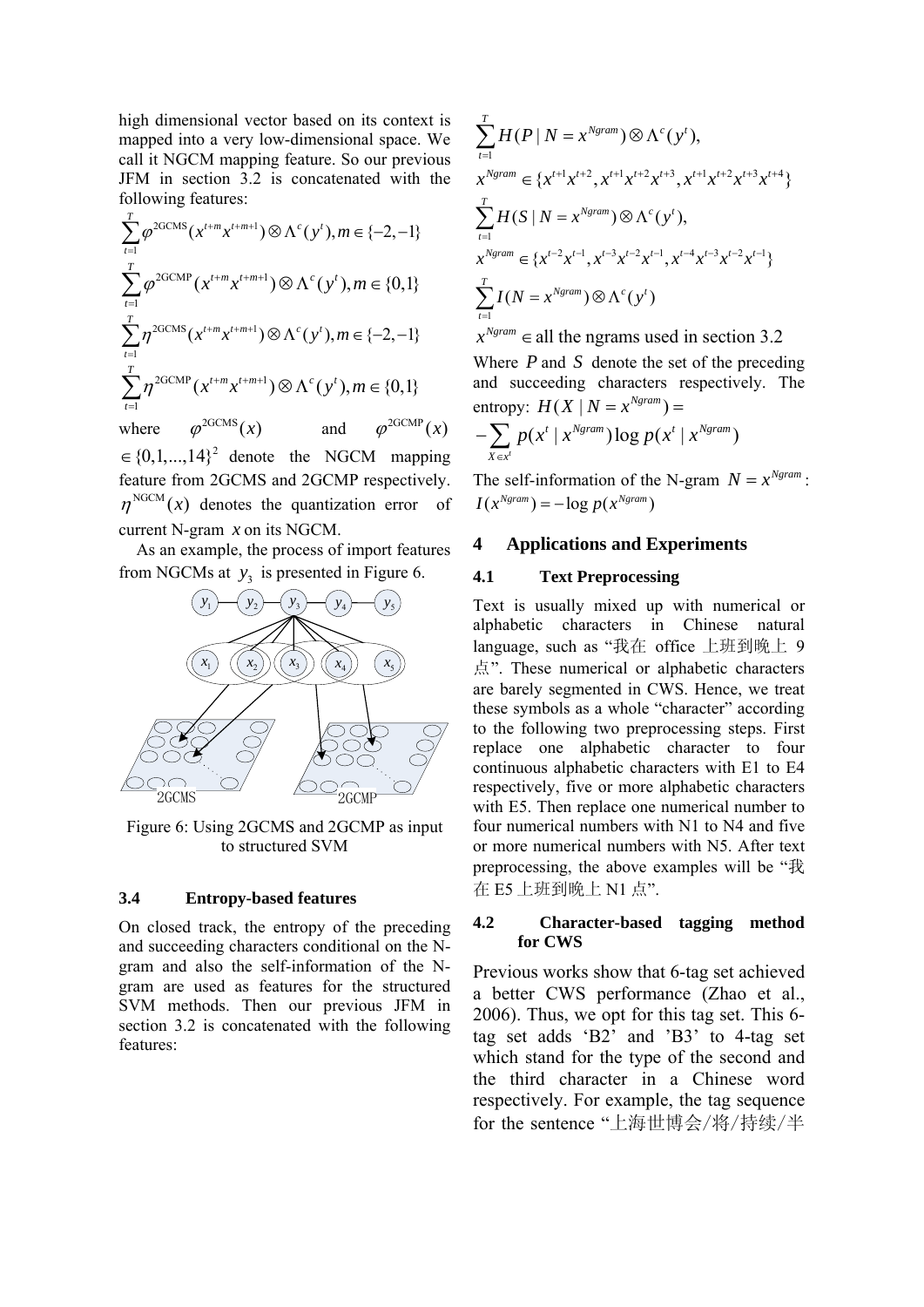high dimensional vector based on its context is mapped into a very low-dimensional space. We call it NGCM mapping feature. So our previous JFM in section 3.2 is concatenated with the following features:

$$\sum_{t=1}^{T}\varphi^{\text{2GCMS}}(x^{t+m}x^{t+m+1})\otimes\Lambda^{c}(y^{t}), m\in\{-2,-1\}$$

$$\sum_{t=1}^{T}\varphi^{\text{2GCMP}}(x^{t+m}x^{t+m+1})\otimes\Lambda^{c}(y^{t}), m\in\{0,1\}$$

$$\sum_{t=1}^{T}\eta^{\text{2GCMS}}(x^{t+m}x^{t+m+1})\otimes\Lambda^{c}(y^{t}), m\in\{-2,-1\}$$

$$\sum_{t=1}^{T}\eta^{\text{2GCMP}}(x^{t+m}x^{t+m+1})\otimes\Lambda^{c}(y^{t}), m\in\{0,1\}$$

where $\varphi^{\text{2GCMS}}(x)$ and $\varphi^{\text{2GCMP}}(x) \in \{0,1,...,14\}^2$ denote the NGCM mapping feature from 2GCMS and 2GCMP respectively. $\eta^{\text{NGCM}}(x)$ denotes the quantization error of current N-gram $x$ on its NGCM.

As an example, the process of import features from NGCMs at $y_3$ is presented in Figure 6.

Figure 6: Using 2GCMS and 2GCMP as input to structured SVM

### 3.4 Entropy-based features

On closed track, the entropy of the preceding and succeeding characters conditional on the N-gram and also the self-information of the N-gram are used as features for the structured SVM methods. Then our previous JFM in section 3.2 is concatenated with the following features:

$$\sum_{t=1}^{T}H(P\mid N=x^{Ngram})\otimes\Lambda^{c}(y^{t}),$$

$$x^{Ngram}\in\{x^{t+1}x^{t+2}, x^{t+1}x^{t+2}x^{t+3}, x^{t+1}x^{t+2}x^{t+3}x^{t+4}\}$$

$$\sum_{t=1}^{T}H(S\mid N=x^{Ngram})\otimes\Lambda^{c}(y^{t}),$$

$$x^{Ngram}\in\{x^{t-2}x^{t-1}, x^{t-3}x^{t-2}x^{t-1}, x^{t-4}x^{t-3}x^{t-2}x^{t-1}\}$$

$$\sum_{t=1}^{T}I(N=x^{Ngram})\otimes\Lambda^{c}(y^{t})$$

$$x^{Ngram}\in\text{all the ngrams used in section 3.2}$$

Where $P$ and $S$ denote the set of the preceding and succeeding characters respectively. The entropy: $H(X\mid N=x^{Ngram}) = -\sum_{X\in x^{t}}p(x^{t}\mid x^{Ngram})\log p(x^{t}\mid x^{Ngram})$

The self-information of the N-gram $N=x^{Ngram}$: $I(x^{Ngram}) = -\log p(x^{Ngram})$

## 4 Applications and Experiments

### 4.1 Text Preprocessing

Text is usually mixed up with numerical or alphabetic characters in Chinese natural language, such as “我在 office 上班到晚上 9 点”. These numerical or alphabetic characters are barely segmented in CWS. Hence, we treat these symbols as a whole “character” according to the following two preprocessing steps. First replace one alphabetic character to four continuous alphabetic characters with E1 to E4 respectively, five or more alphabetic characters with E5. Then replace one numerical number to four numerical numbers with N1 to N4 and five or more numerical numbers with N5. After text preprocessing, the above examples will be “我在 E5 上班到晚上 N1 点”.

### 4.2 Character-based tagging method for CWS

Previous works show that 6-tag set achieved a better CWS performance (Zhao et al., 2006). Thus, we opt for this tag set. This 6-tag set adds ‘B2’ and ’B3’ to 4-tag set which stand for the type of the second and the third character in a Chinese word respectively. For example, the tag sequence for the sentence “上海世博会/将/持续/半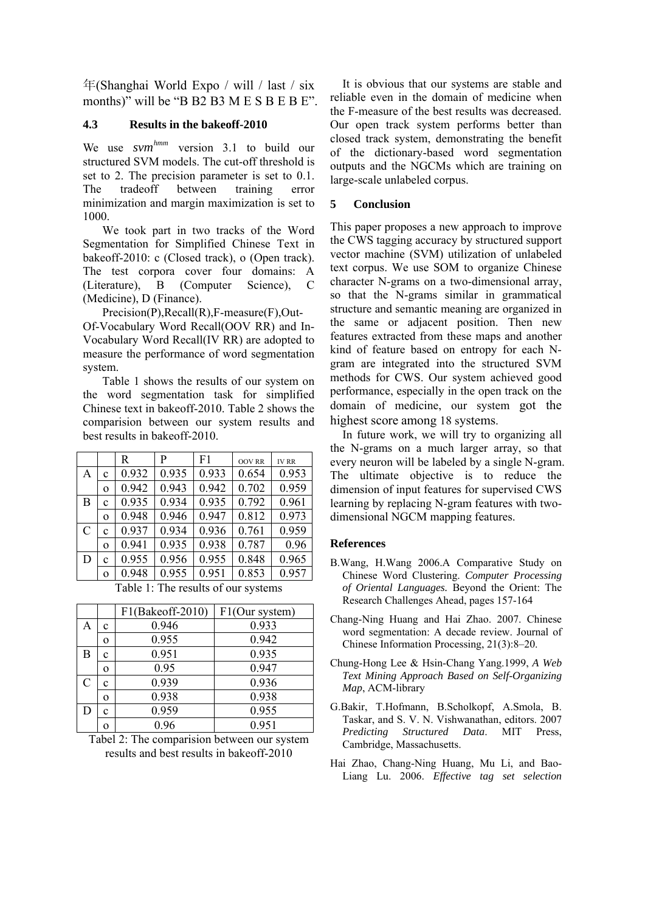年(Shanghai World Expo / will / last / six months)" will be "B B2 B3 M E S B E B E".

### 4.3 Results in the bakeoff-2010

We use $svm^{hmm}$ version 3.1 to build our structured SVM models. The cut-off threshold is set to 2. The precision parameter is set to 0.1. The tradeoff between training error minimization and margin maximization is set to 1000.

We took part in two tracks of the Word Segmentation for Simplified Chinese Text in bakeoff-2010: c (Closed track), o (Open track). The test corpora cover four domains: A (Literature), B (Computer Science), C (Medicine), D (Finance).

Precision(P),Recall(R),F-measure(F),Out-Of-Vocabulary Word Recall(OOV RR) and In-Vocabulary Word Recall(IV RR) are adopted to measure the performance of word segmentation system.

Table 1 shows the results of our system on the word segmentation task for simplified Chinese text in bakeoff-2010. Table 2 shows the comparision between our system results and best results in bakeoff-2010.

| | | R | P | F1 | OOV RR | IV RR |
|---|---|---|---|---|---|---|
| A | c | 0.932 | 0.935 | 0.933 | 0.654 | 0.953 |
| | o | 0.942 | 0.943 | 0.942 | 0.702 | 0.959 |
| B | c | 0.935 | 0.934 | 0.935 | 0.792 | 0.961 |
| | o | 0.948 | 0.946 | 0.947 | 0.812 | 0.973 |
| C | c | 0.937 | 0.934 | 0.936 | 0.761 | 0.959 |
| | o | 0.941 | 0.935 | 0.938 | 0.787 | 0.96 |
| D | c | 0.955 | 0.956 | 0.955 | 0.848 | 0.965 |
| | o | 0.948 | 0.955 | 0.951 | 0.853 | 0.957 |

Table 1: The results of our systems

| | | F1(Bakeoff-2010) | F1(Our system) |
|---|---|---|---|
| A | c | 0.946 | 0.933 |
| | o | 0.955 | 0.942 |
| B | c | 0.951 | 0.935 |
| | o | 0.95 | 0.947 |
| C | c | 0.939 | 0.936 |
| | o | 0.938 | 0.938 |
| D | c | 0.959 | 0.955 |
| | o | 0.96 | 0.951 |

Tabel 2: The comparision between our system results and best results in bakeoff-2010

It is obvious that our systems are stable and reliable even in the domain of medicine when the F-measure of the best results was decreased. Our open track system performs better than closed track system, demonstrating the benefit of the dictionary-based word segmentation outputs and the NGCMs which are training on large-scale unlabeled corpus.

## 5 Conclusion

This paper proposes a new approach to improve the CWS tagging accuracy by structured support vector machine (SVM) utilization of unlabeled text corpus. We use SOM to organize Chinese character N-grams on a two-dimensional array, so that the N-grams similar in grammatical structure and semantic meaning are organized in the same or adjacent position. Then new features extracted from these maps and another kind of feature based on entropy for each N-gram are integrated into the structured SVM methods for CWS. Our system achieved good performance, especially in the open track on the domain of medicine, our system got the highest score among 18 systems.

In future work, we will try to organizing all the N-grams on a much larger array, so that every neuron will be labeled by a single N-gram. The ultimate objective is to reduce the dimension of input features for supervised CWS learning by replacing N-gram features with two-dimensional NGCM mapping features.

## References

B.Wang, H.Wang 2006.A Comparative Study on Chinese Word Clustering. *Computer Processing of Oriental Languages.* Beyond the Orient: The Research Challenges Ahead, pages 157-164

Chang-Ning Huang and Hai Zhao. 2007. Chinese word segmentation: A decade review. Journal of Chinese Information Processing, 21(3):8–20.

Chung-Hong Lee & Hsin-Chang Yang.1999, *A Web Text Mining Approach Based on Self-Organizing Map*, ACM-library

G.Bakir, T.Hofmann, B.Scholkopf, A.Smola, B. Taskar, and S. V. N. Vishwanathan, editors. 2007 *Predicting Structured Data*. MIT Press, Cambridge, Massachusetts.

Hai Zhao, Chang-Ning Huang, Mu Li, and Bao-Liang Lu. 2006. *Effective tag set selection*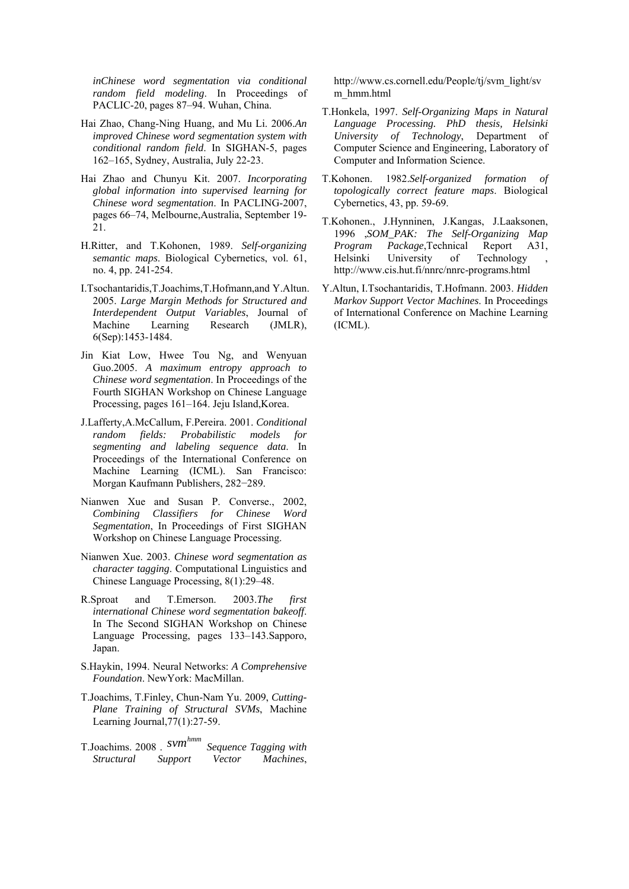*inChinese word segmentation via conditional random field modeling*. In Proceedings of PACLIC-20, pages 87–94. Wuhan, China.

Hai Zhao, Chang-Ning Huang, and Mu Li. 2006.*An improved Chinese word segmentation system with conditional random field*. In SIGHAN-5, pages 162–165, Sydney, Australia, July 22-23.

Hai Zhao and Chunyu Kit. 2007. *Incorporating global information into supervised learning for Chinese word segmentation*. In PACLING-2007, pages 66–74, Melbourne,Australia, September 19-21.

H.Ritter, and T.Kohonen, 1989. *Self-organizing semantic maps*. Biological Cybernetics, vol. 61, no. 4, pp. 241-254.

I.Tsochantaridis,T.Joachims,T.Hofmann,and Y.Altun. 2005. *Large Margin Methods for Structured and Interdependent Output Variables*, Journal of Machine Learning Research (JMLR), 6(Sep):1453-1484.

Jin Kiat Low, Hwee Tou Ng, and Wenyuan Guo.2005. *A maximum entropy approach to Chinese word segmentation*. In Proceedings of the Fourth SIGHAN Workshop on Chinese Language Processing, pages 161–164. Jeju Island,Korea.

J.Lafferty,A.McCallum, F.Pereira. 2001. *Conditional random fields: Probabilistic models for segmenting and labeling sequence data*. In Proceedings of the International Conference on Machine Learning (ICML). San Francisco: Morgan Kaufmann Publishers, 282−289.

Nianwen Xue and Susan P. Converse., 2002, *Combining Classifiers for Chinese Word Segmentation*, In Proceedings of First SIGHAN Workshop on Chinese Language Processing.

Nianwen Xue. 2003. *Chinese word segmentation as character tagging*. Computational Linguistics and Chinese Language Processing, 8(1):29–48.

R.Sproat and T.Emerson. 2003.*The first international Chinese word segmentation bakeoff*. In The Second SIGHAN Workshop on Chinese Language Processing, pages 133–143.Sapporo, Japan.

S.Haykin, 1994. Neural Networks: *A Comprehensive Foundation*. NewYork: MacMillan.

T.Joachims, T.Finley, Chun-Nam Yu. 2009, *Cutting-Plane Training of Structural SVMs*, Machine Learning Journal,77(1):27-59.

T.Joachims. 2008 . $svm^{hmm}$ *Sequence Tagging with Structural Support Vector Machines*, http://www.cs.cornell.edu/People/tj/svm_light/svm_hmm.html

T.Honkela, 1997. *Self-Organizing Maps in Natural Language Processing. PhD thesis, Helsinki University of Technology*, Department of Computer Science and Engineering, Laboratory of Computer and Information Science.

T.Kohonen. 1982.*Self-organized formation of topologically correct feature maps*. Biological Cybernetics, 43, pp. 59-69.

T.Kohonen., J.Hynninen, J.Kangas, J.Laaksonen, 1996 ,*SOM_PAK: The Self-Organizing Map Program Package*,Technical Report A31, Helsinki University of Technology , http://www.cis.hut.fi/nnrc/nnrc-programs.html

Y.Altun, I.Tsochantaridis, T.Hofmann. 2003. *Hidden Markov Support Vector Machines*. In Proceedings of International Conference on Machine Learning (ICML).